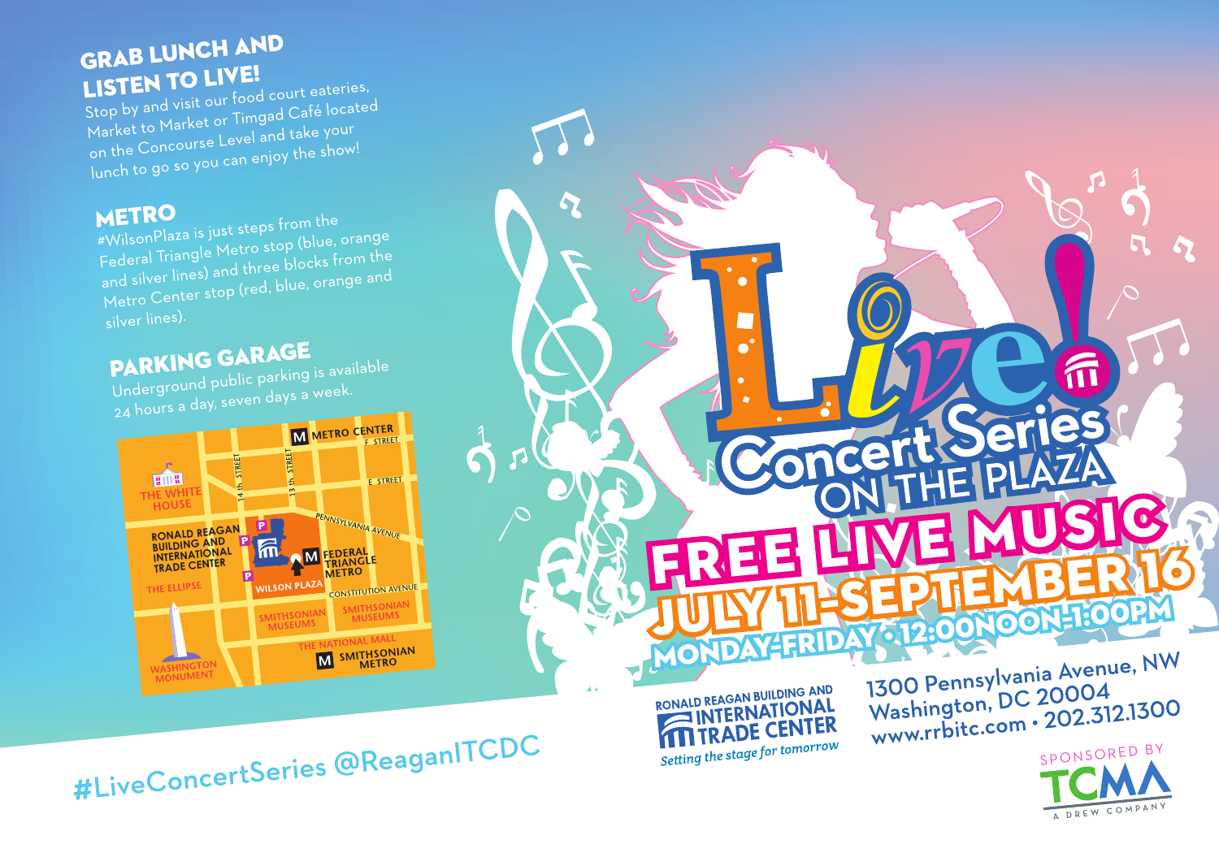## GRAB LUNCH AND LISTEN TO LIVE!

Stop by and visit our food court eateries, Market to Market or Timgad Café located on the Concourse Level and take your lunch to go so you can enjoy the show!

## METRO

#WilsonPlaza is just steps from the Federal Triangle Metro stop (blue, orange and silver lines) and three blocks from the Metro Center stop (red, blue, orange and silver lines).

## PARKING GARAGE

Underground public parking is available 24 hours a day, seven days a week.

METRO CENTER · F STREET · E STREET · 14th STREET · 13th STREET · THE WHITE HOUSE · RONALD REAGAN BUILDING AND INTERNATIONAL TRADE CENTER · PENNSYLVANIA AVENUE · FEDERAL TRIANGLE METRO · THE ELLIPSE · WILSON PLAZA · CONSTITUTION AVENUE · SMITHSONIAN MUSEUMS · SMITHSONIAN MUSEUMS · THE NATIONAL MALL · SMITHSONIAN METRO · WASHINGTON MONUMENT

#LiveConcertSeries @ReaganITCDC

# Live! Concert Series ON THE PLAZA

## FREE LIVE MUSIC

### JULY 11–SEPTEMBER 16

### MONDAY–FRIDAY • 12:00NOON–1:00PM

RONALD REAGAN BUILDING AND INTERNATIONAL TRADE CENTER

*Setting the stage for tomorrow*

1300 Pennsylvania Avenue, NW
Washington, DC 20004
www.rrbitc.com • 202.312.1300

SPONSORED BY TCMA A DREW COMPANY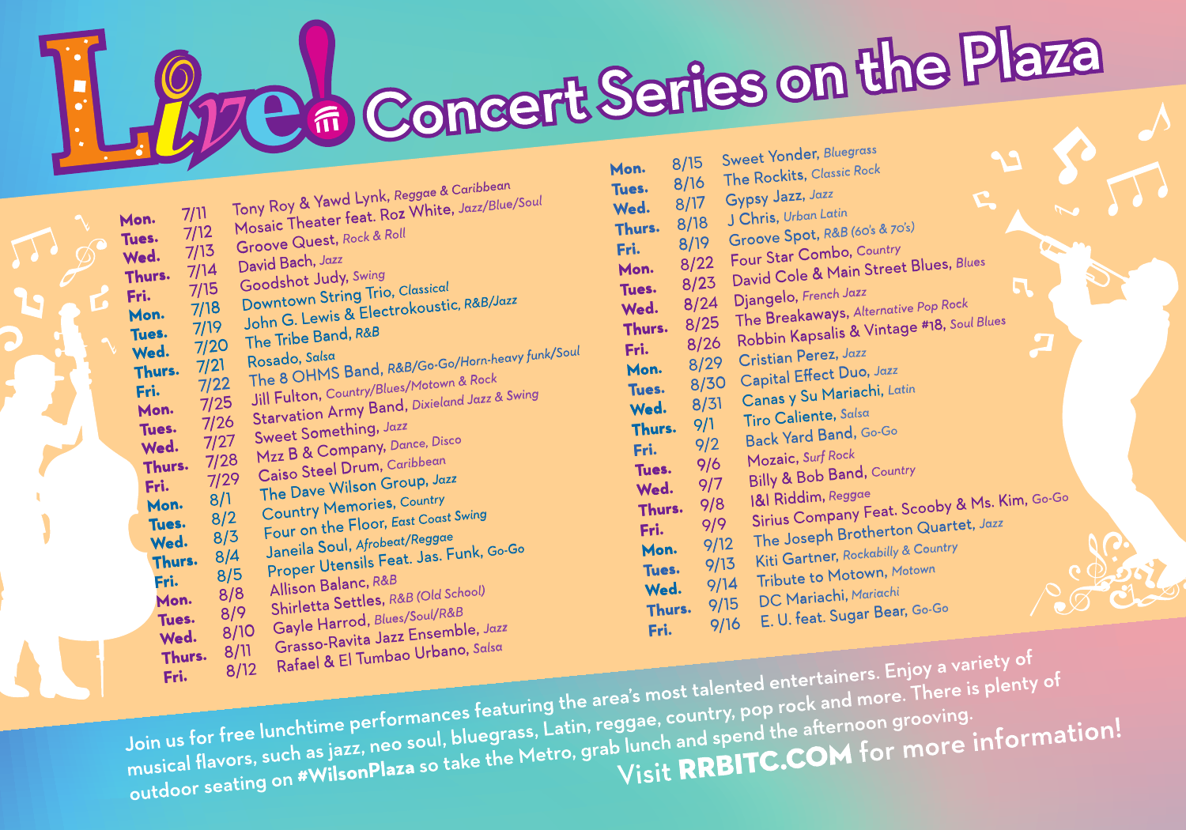# Live! Concert Series on the Plaza

| | | |
|---|---|---|
| Mon. | 7/11 | Tony Roy & Yawd Lynk, *Reggae & Caribbean* |
| Tues. | 7/12 | Mosaic Theater feat. Roz White, *Jazz/Blue/Soul* |
| Wed. | 7/13 | Groove Quest, *Rock & Roll* |
| Thurs. | 7/14 | David Bach, *Jazz* |
| Fri. | 7/15 | Goodshot Judy, *Swing* |
| Mon. | 7/18 | Downtown String Trio, *Classical* |
| Tues. | 7/19 | John G. Lewis & Electrokoustic, *R&B/Jazz* |
| Wed. | 7/20 | The Tribe Band, *R&B* |
| Thurs. | 7/21 | Rosado, *Salsa* |
| Fri. | 7/22 | The 8 OHMS Band, *R&B/Go-Go/Horn-heavy funk/Soul* |
| Mon. | 7/25 | Jill Fulton, *Country/Blues/Motown & Rock* |
| Tues. | 7/26 | Starvation Army Band, *Dixieland Jazz & Swing* |
| Wed. | 7/27 | Sweet Something, *Jazz* |
| Thurs. | 7/28 | Mzz B & Company, *Dance, Disco* |
| Fri. | 7/29 | Caiso Steel Drum, *Caribbean* |
| Mon. | 8/1 | The Dave Wilson Group, *Jazz* |
| Tues. | 8/2 | Country Memories, *Country* |
| Wed. | 8/3 | Four on the Floor, *East Coast Swing* |
| Thurs. | 8/4 | Janeila Soul, *Afrobeat/Reggae* |
| Fri. | 8/5 | Proper Utensils Feat. Jas. Funk, *Go-Go* |
| Mon. | 8/8 | Allison Balanc, *R&B* |
| Tues. | 8/9 | Shirletta Settles, *R&B (Old School)* |
| Wed. | 8/10 | Gayle Harrod, *Blues/Soul/R&B* |
| Thurs. | 8/11 | Grasso-Ravita Jazz Ensemble, *Jazz* |
| Fri. | 8/12 | Rafael & El Tumbao Urbano, *Salsa* |
| Mon. | 8/15 | Sweet Yonder, *Bluegrass* |
| Tues. | 8/16 | The Rockits, *Classic Rock* |
| Wed. | 8/17 | Gypsy Jazz, *Jazz* |
| Thurs. | 8/18 | J Chris, *Urban Latin* |
| Fri. | 8/19 | Groove Spot, *R&B (60's & 70's)* |
| Mon. | 8/22 | Four Star Combo, *Country* |
| Tues. | 8/23 | David Cole & Main Street Blues, *Blues* |
| Wed. | 8/24 | Djangelo, *French Jazz* |
| Thurs. | 8/25 | The Breakaways, *Alternative Pop Rock* |
| Fri. | 8/26 | Robbin Kapsalis & Vintage #18, *Soul Blues* |
| Mon. | 8/29 | Cristian Perez, *Jazz* |
| Tues. | 8/30 | Capital Effect Duo, *Jazz* |
| Wed. | 8/31 | Canas y Su Mariachi, *Latin* |
| Thurs. | 9/1 | Tiro Caliente, *Salsa* |
| Fri. | 9/2 | Back Yard Band, *Go-Go* |
| Tues. | 9/6 | Mozaic, *Surf Rock* |
| Wed. | 9/7 | Billy & Bob Band, *Country* |
| Thurs. | 9/8 | I&I Riddim, *Reggae* |
| Fri. | 9/9 | Sirius Company Feat. Scooby & Ms. Kim, *Go-Go* |
| Mon. | 9/12 | The Joseph Brotherton Quartet, *Jazz* |
| Tues. | 9/13 | Kiti Gartner, *Rockabilly & Country* |
| Wed. | 9/14 | Tribute to Motown, *Motown* |
| Thurs. | 9/15 | DC Mariachi, *Mariachi* |
| Fri. | 9/16 | E. U. feat. Sugar Bear, *Go-Go* |

Join us for free lunchtime performances featuring the area's most talented entertainers. Enjoy a variety of musical flavors, such as jazz, neo soul, bluegrass, Latin, reggae, country, pop rock and more. There is plenty of outdoor seating on **#WilsonPlaza** so take the Metro, grab lunch and spend the afternoon grooving.

Visit **RRBITC.COM** for more information!